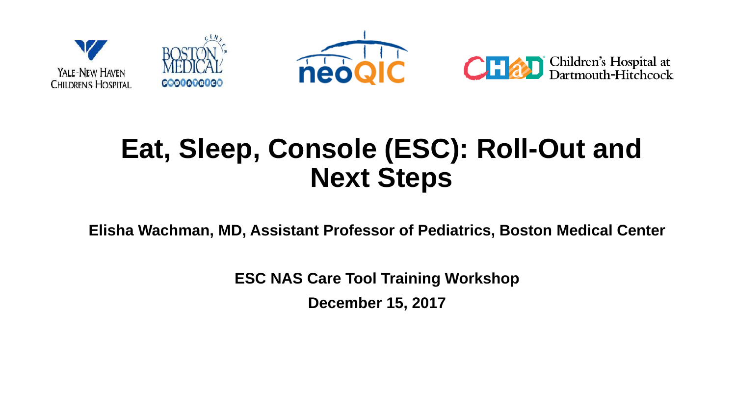# Eat, Sleep, Console (ESC): Roll-Out and Next Steps

**Elisha Wachman, MD, Assistant Professor of Pediatrics, Boston Medical Center**

**ESC NAS Care Tool Training Workshop**

**December 15, 2017**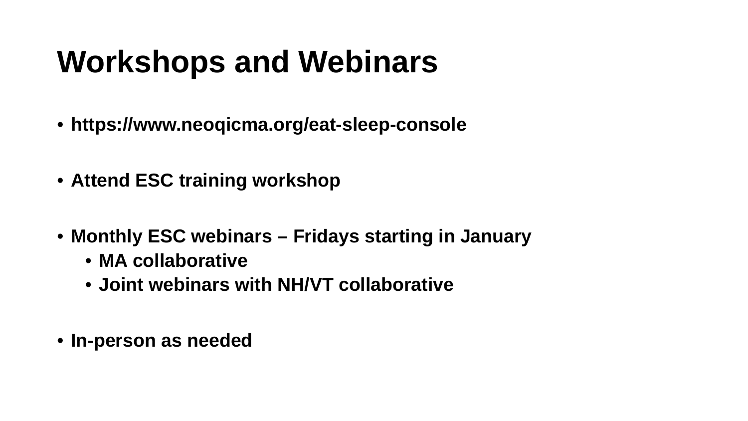# Workshops and Webinars

- **https://www.neoqicma.org/eat-sleep-console**
- **Attend ESC training workshop**
- **Monthly ESC webinars – Fridays starting in January**
  - **MA collaborative**
  - **Joint webinars with NH/VT collaborative**
- **In-person as needed**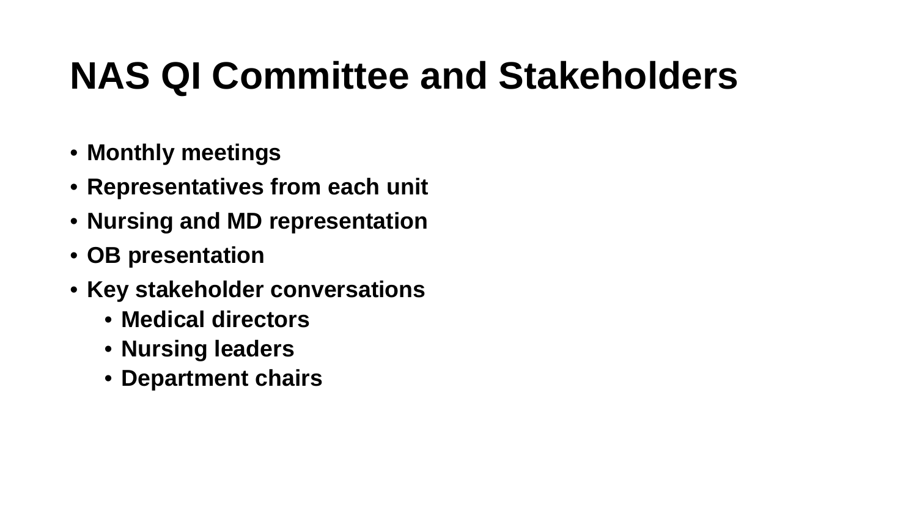# NAS QI Committee and Stakeholders

- **Monthly meetings**
- **Representatives from each unit**
- **Nursing and MD representation**
- **OB presentation**
- **Key stakeholder conversations**
  - **Medical directors**
  - **Nursing leaders**
  - **Department chairs**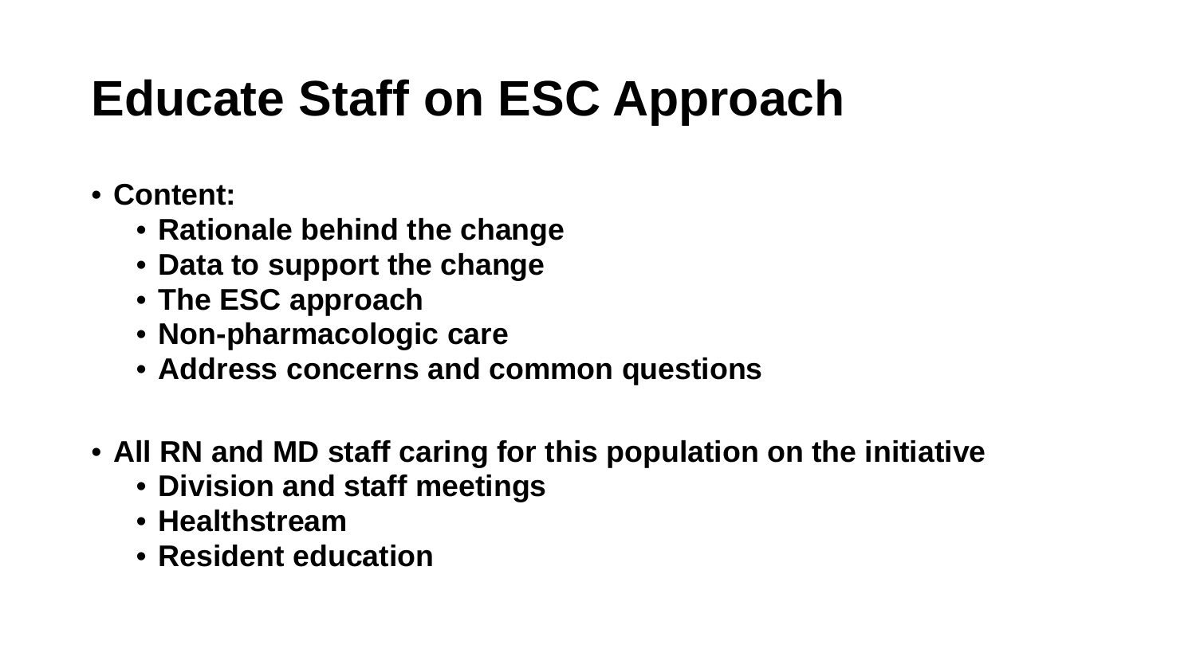# Educate Staff on ESC Approach

- **Content:**
  - **Rationale behind the change**
  - **Data to support the change**
  - **The ESC approach**
  - **Non-pharmacologic care**
  - **Address concerns and common questions**

- **All RN and MD staff caring for this population on the initiative**
  - **Division and staff meetings**
  - **Healthstream**
  - **Resident education**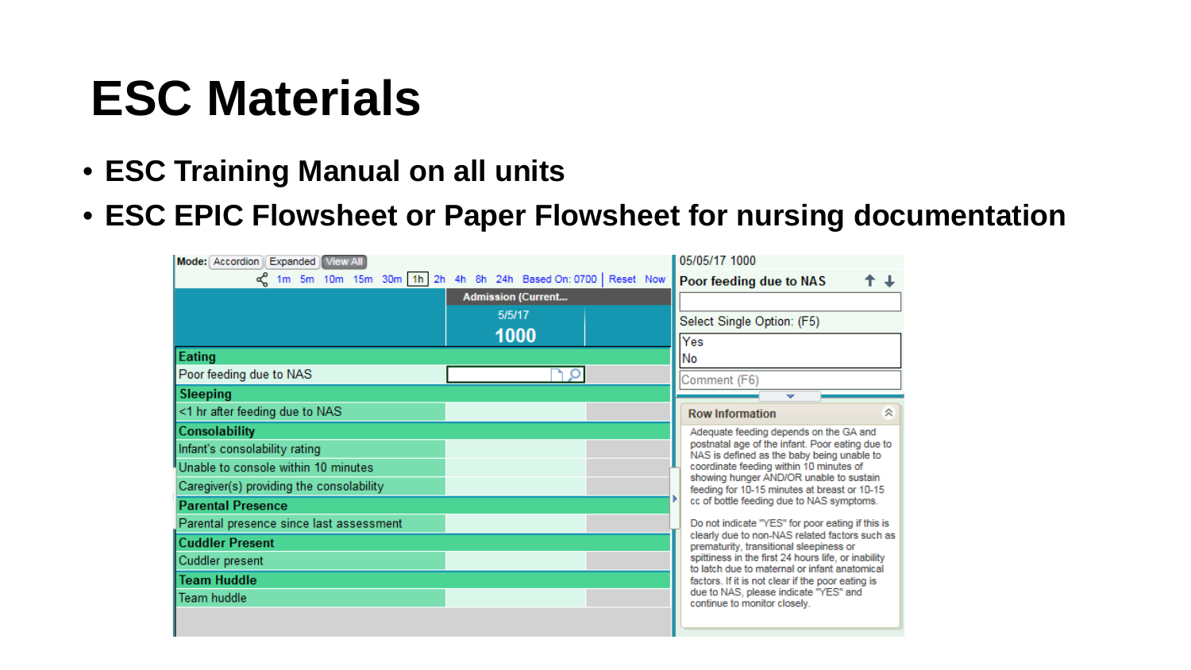# ESC Materials

- **ESC Training Manual on all units**
- **ESC EPIC Flowsheet or Paper Flowsheet for nursing documentation**

Mode: Accordion | Expanded | View All

1m 5m 10m 15m 30m 1h 2h 4h 8h 24h Based On: 0700 | Reset Now

| | Admission (Current... 5/5/17 1000 |
|---|---|
| **Eating** | |
| Poor feeding due to NAS | |
| **Sleeping** | |
| <1 hr after feeding due to NAS | |
| **Consolability** | |
| Infant's consolability rating | |
| Unable to console within 10 minutes | |
| Caregiver(s) providing the consolability | |
| **Parental Presence** | |
| Parental presence since last assessment | |
| **Cuddler Present** | |
| Cuddler present | |
| **Team Huddle** | |
| Team huddle | |

05/05/17 1000

**Poor feeding due to NAS**

Select Single Option: (F5)

- Yes
- No

Comment (F6)

**Row Information**

Adequate feeding depends on the GA and postnatal age of the infant. Poor eating due to NAS is defined as the baby being unable to coordinate feeding within 10 minutes of showing hunger AND/OR unable to sustain feeding for 10-15 minutes at breast or 10-15 cc of bottle feeding due to NAS symptoms.

Do not indicate "YES" for poor eating if this is clearly due to non-NAS related factors such as prematurity, transitional sleepiness or spittiness in the first 24 hours life, or inability to latch due to maternal or infant anatomical factors. If it is not clear if the poor eating is due to NAS, please indicate "YES" and continue to monitor closely.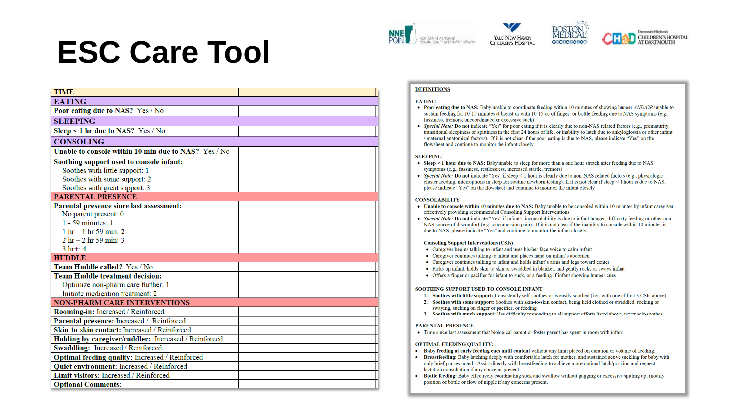# ESC Care Tool

| TIME | | | |
|---|---|---|---|
| **EATING** | | | |
| **Poor eating due to NAS?** Yes / No | | | |
| **SLEEPING** | | | |
| **Sleep < 1 hr due to NAS?** Yes / No | | | |
| **CONSOLING** | | | |
| **Unable to console within 10 min due to NAS?** Yes / No | | | |
| **Soothing support used to console infant:**<br>Soothes with little support: 1<br>Soothes with some support: 2<br>Soothes with great support: 3 | | | |
| **PARENTAL PRESENCE** | | | |
| **Parental presence since last assessment:**<br>No parent present: 0<br>1 - 59 minutes: 1<br>1 hr – 1 hr 59 min: 2<br>2 hr – 2 hr 59 min: 3<br>3 hr+: 4 | | | |
| **HUDDLE** | | | |
| **Team Huddle called?** Yes / No | | | |
| **Team Huddle treatment decision:**<br>Optimize non-pharm care further: 1<br>Initiate medication treatment: 2 | | | |
| **NON-PHARM CARE INTERVENTIONS** | | | |
| **Rooming-in:** Increased / Reinforced | | | |
| **Parental presence:** Increased / Reinforced | | | |
| **Skin-to-skin contact:** Increased / Reinforced | | | |
| **Holding by caregiver/cuddler:** Increased / Reinforced | | | |
| **Swaddling:** Increased / Reinforced | | | |
| **Optimal feeding quality:** Increased / Reinforced | | | |
| **Quiet environment:** Increased / Reinforced | | | |
| **Limit visitors:** Increased / Reinforced | | | |
| **Optional Comments:** | | | |

**DEFINITIONS**

**EATING**

- **Poor eating due to NAS:** Baby unable to coordinate feeding within 10 minutes of showing hunger *AND/OR* unable to sustain feeding for 10-15 minutes at breast or with 10-15 cc of finger- or bottle-feeding due to NAS symptoms (e.g., fussiness, tremors, uncoordinated or excessive suck)
- ***Special Note:*** **Do not** indicate "Yes" for poor eating if it is clearly due to non-NAS related factors (e.g., prematurity, transitional sleepiness or spittiness in the first 24 hours of life, or inability to latch due to ankyloglossia or other infant / maternal anatomical factors). If it is not clear if the poor eating is due to NAS, please indicate "Yes" on the flowsheet and continue to monitor the infant closely

**SLEEPING**

- **Sleep < 1 hour due to NAS:** Baby unable to sleep for more than a one hour stretch after feeding due to NAS symptoms (e.g., fussiness, restlessness, increased startle, tremors)
- ***Special Note:*** **Do not** indicate "Yes" if sleep < 1 hour is clearly due to non-NAS related factors (e.g., physiologic cluster feeding, interruptions in sleep for routine newborn testing). If it is not clear if sleep < 1 hour is due to NAS, please indicate "Yes" on the flowsheet and continue to monitor the infant closely

**CONSOLABILITY**

- **Unable to console within 10 minutes due to NAS:** Baby unable to be consoled within 10 minutes by infant caregiver effectively providing recommended Consoling Support Interventions
- ***Special Note:*** **Do not** indicate "Yes" if infant's inconsolability is due to infant hunger, difficulty feeding or other non-NAS source of discomfort (e.g., circumcision pain). If it is not clear if the inability to console within 10 minutes is due to NAS, please indicate "Yes" and continue to monitor the infant closely

**Consoling Support Interventions (CSIs)**

- Caregiver begins talking to infant and uses his/her face voice to calm infant
- Caregiver continues talking to infant and places hand on infant's abdomen
- Caregiver continues talking to infant and holds infant's arms and legs toward center
- Picks up infant, holds skin-to-skin or swaddled in blanket, and gently rocks or sways infant
- Offers a finger or pacifier for infant to suck, or a feeding if infant showing hunger cues

**SOOTHING SUPPORT USED TO CONSOLE INFANT**

1. **Soothes with little support:** Consistently self-soothes or is easily soothed (i.e., with one of first 3 CSIs above)
2. **Soothes with some support:** Soothes with skin-to-skin contact, being held clothed or swaddled, rocking or swaying, sucking on finger or pacifier, or feeding
3. **Soothes with much support:** Has difficulty responding to all support efforts listed above; never self-soothes

**PARENTAL PRESENCE**

- Time since last assessment that biological parent or foster parent has spent in room with infant

**OPTIMAL FEEDING QUALITY:**

- **Baby feeding at early feeding cues until content** without any limit placed on duration or volume of feeding.
- **Breastfeeding:** Baby latching deeply with comfortable latch for mother, and sustained active suckling for baby with only brief pauses noted. Assist directly with breastfeeding to achieve more optimal latch/position and request lactation consultation if any concerns present.
- **Bottle feeding:** Baby effectively coordinating suck and swallow without gagging or excessive spitting up; modify position of bottle or flow of nipple if any concerns present.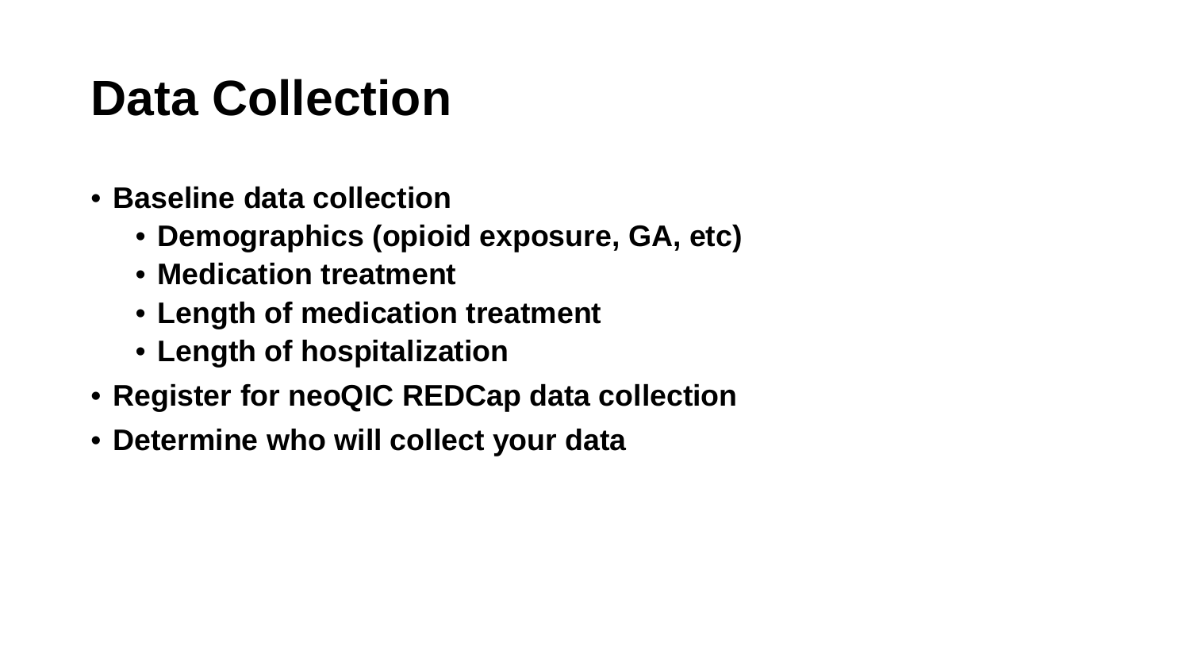# Data Collection

- **Baseline data collection**
  - **Demographics (opioid exposure, GA, etc)**
  - **Medication treatment**
  - **Length of medication treatment**
  - **Length of hospitalization**
- **Register for neoQIC REDCap data collection**
- **Determine who will collect your data**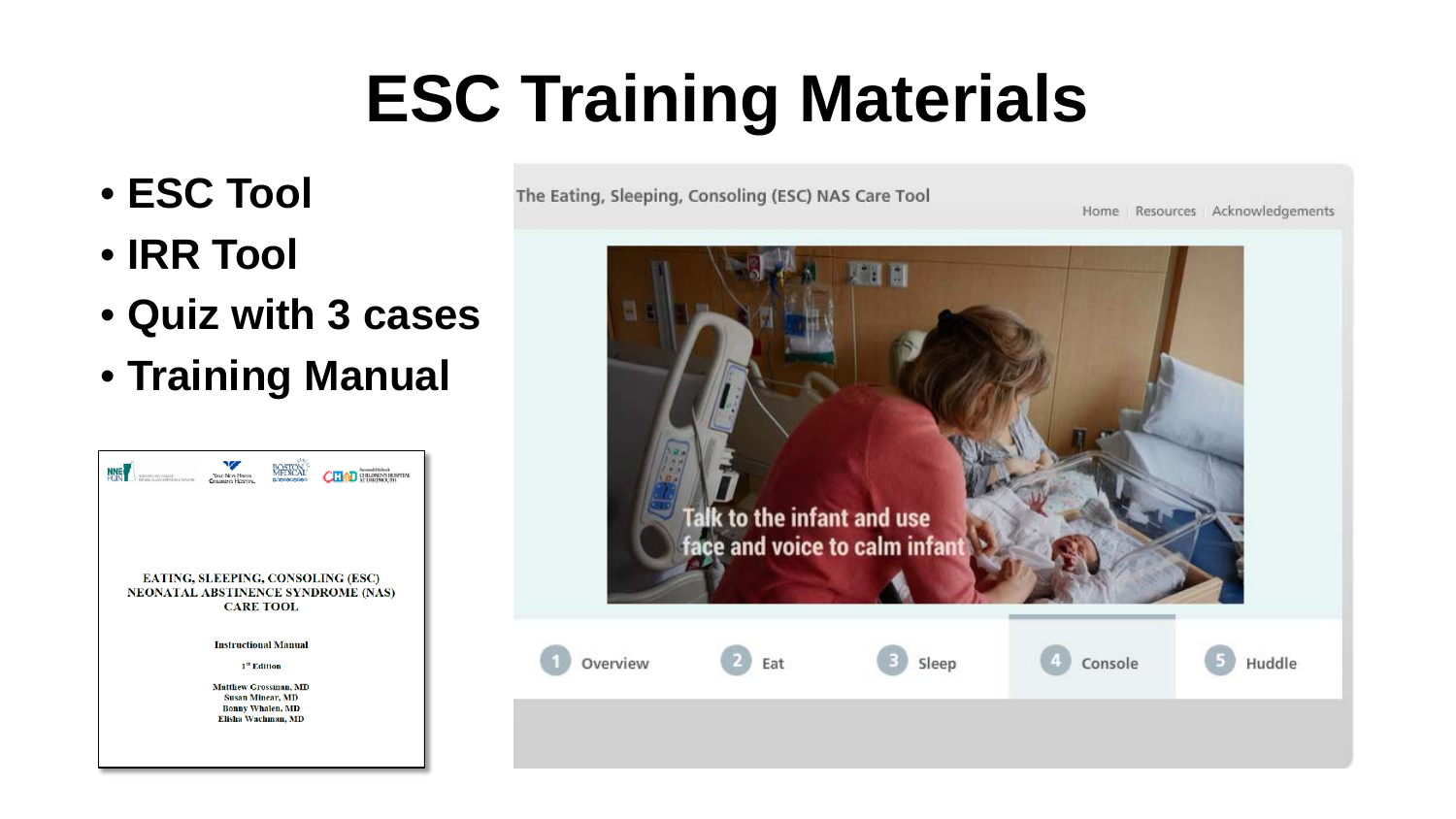# ESC Training Materials

- **ESC Tool**
- **IRR Tool**
- **Quiz with 3 cases**
- **Training Manual**

EATING, SLEEPING, CONSOLING (ESC) NEONATAL ABSTINENCE SYNDROME (NAS) CARE TOOL

Instructional Manual

1st Edition

Matthew Grossman, MD
Susan Minear, MD
Bonny Whalen, MD
Elisha Wachman, MD

The Eating, Sleeping, Consoling (ESC) NAS Care Tool

Home | Resources | Acknowledgements

Talk to the infant and use face and voice to calm infant

1 Overview 2 Eat 3 Sleep 4 Console 5 Huddle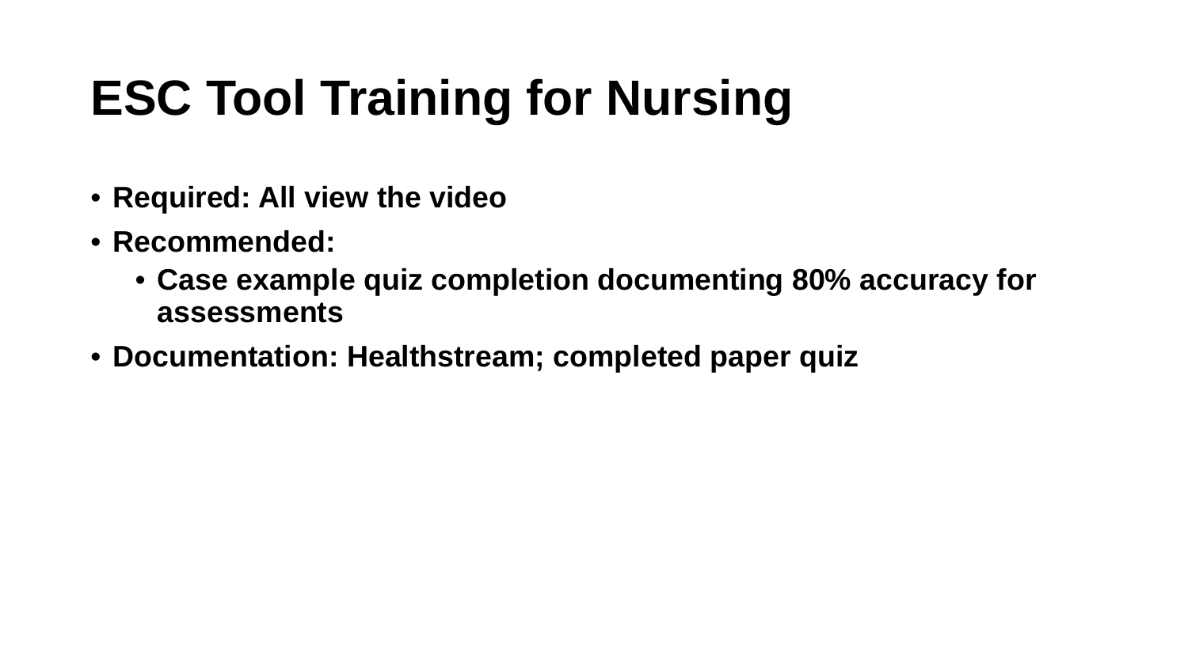# ESC Tool Training for Nursing

- **Required: All view the video**
- **Recommended:**
  - **Case example quiz completion documenting 80% accuracy for assessments**
- **Documentation: Healthstream; completed paper quiz**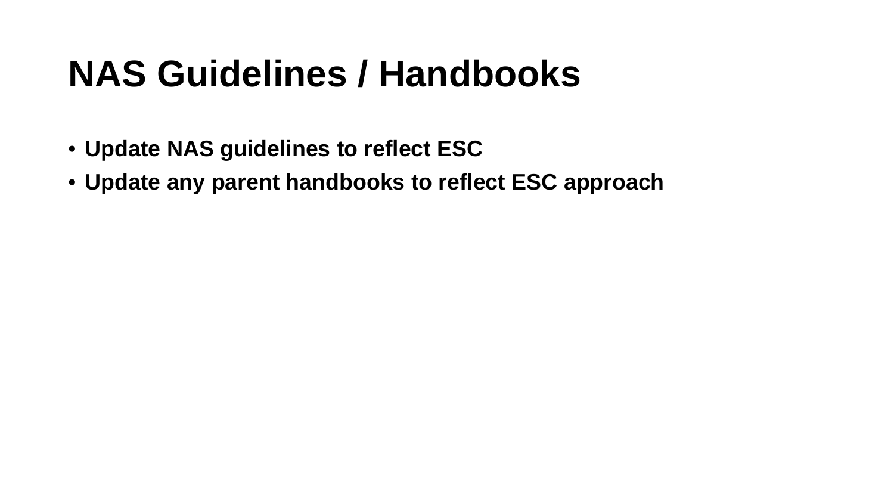# NAS Guidelines / Handbooks

- **Update NAS guidelines to reflect ESC**
- **Update any parent handbooks to reflect ESC approach**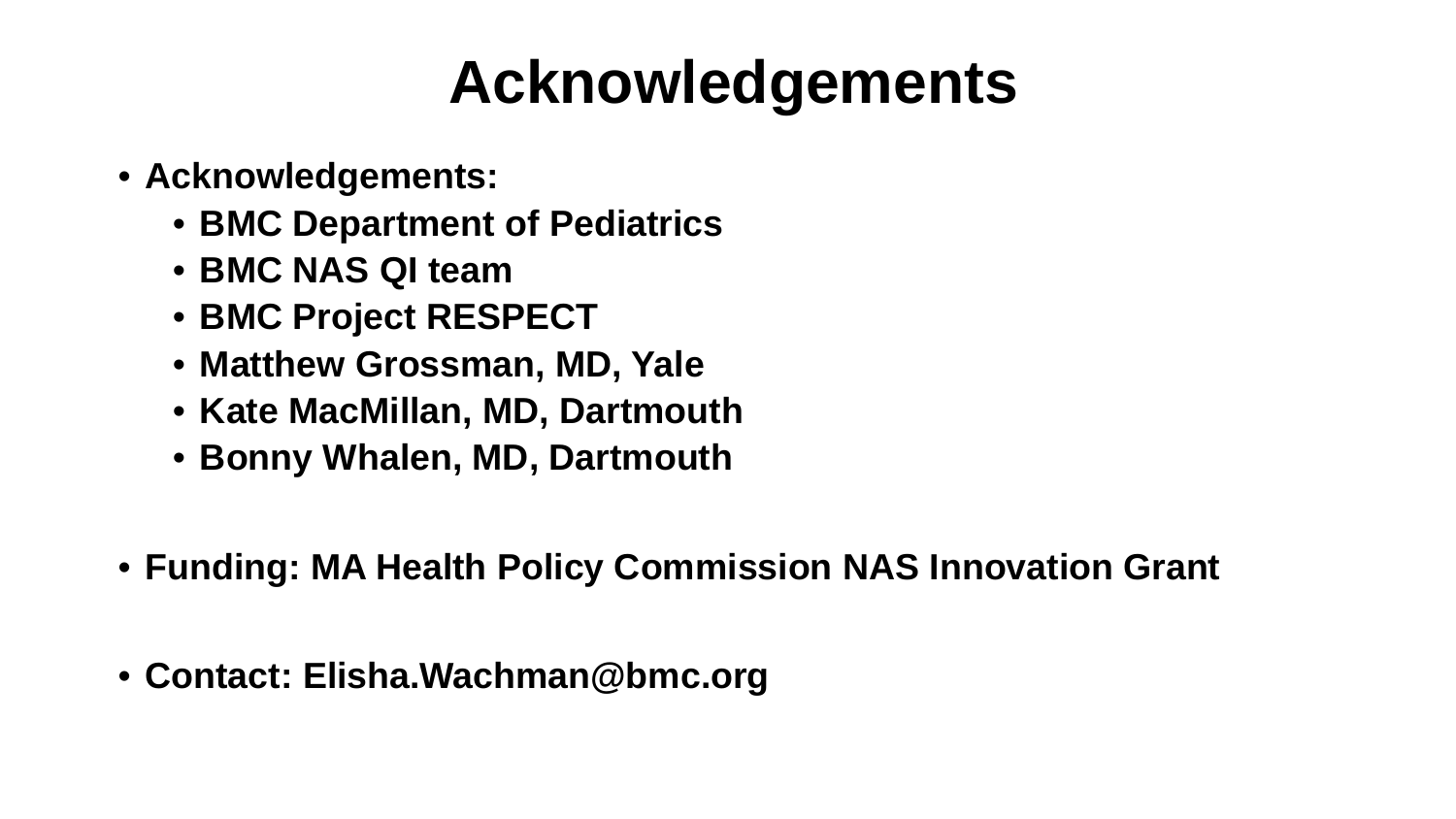# Acknowledgements

- **Acknowledgements:**
  - **BMC Department of Pediatrics**
  - **BMC NAS QI team**
  - **BMC Project RESPECT**
  - **Matthew Grossman, MD, Yale**
  - **Kate MacMillan, MD, Dartmouth**
  - **Bonny Whalen, MD, Dartmouth**

- **Funding: MA Health Policy Commission NAS Innovation Grant**

- **Contact: Elisha.Wachman@bmc.org**